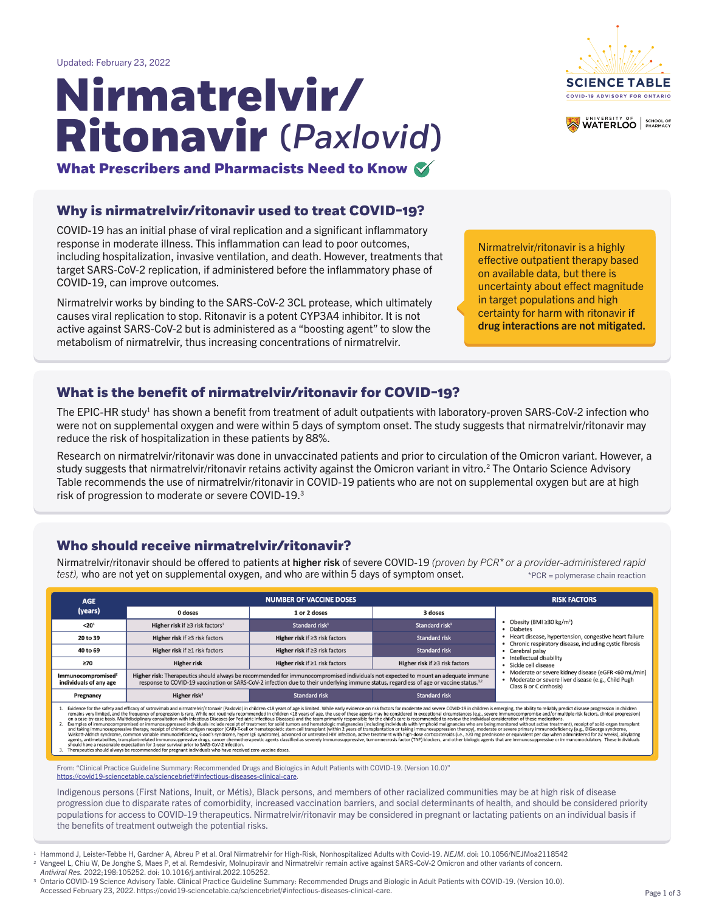Updated: February 23, 2022

# Nirmatrelvir/ Ritonavir (*Paxlovid*)

**What Prescribers and Pharmacists Need to Know**

## Why is nirmatrelvir/ritonavir used to treat COVID-19?

COVID-19 has an initial phase of viral replication and a significant inflammatory response in moderate illness. This inflammation can lead to poor outcomes, including hospitalization, invasive ventilation, and death. However, treatments that target SARS-CoV-2 replication, if administered before the inflammatory phase of COVID-19, can improve outcomes.

Nirmatrelvir works by binding to the SARS-CoV-2 3CL protease, which ultimately causes viral replication to stop. Ritonavir is a potent CYP3A4 inhibitor. It is not active against SARS-CoV-2 but is administered as a "boosting agent" to slow the metabolism of nirmatrelvir, thus increasing concentrations of nirmatrelvir.

> Nirmatrelvir/ritonavir is a highly effective outpatient therapy based on available data, but there is uncertainty about effect magnitude in target populations and high certainty for harm with ritonavir **if drug interactions are not mitigated.**

## What is the benefit of nirmatrelvir/ritonavir for COVID-19?

The EPIC-HR study[1] has shown a benefit from treatment of adult outpatients with laboratory-proven SARS-CoV-2 infection who were not on supplemental oxygen and were within 5 days of symptom onset. The study suggests that nirmatrelvir/ritonavir may reduce the risk of hospitalization in these patients by 88%.

Research on nirmatrelvir/ritonavir was done in unvaccinated patients and prior to circulation of the Omicron variant. However, a study suggests that nirmatrelvir/ritonavir retains activity against the Omicron variant in vitro.[2] The Ontario Science Advisory Table recommends the use of nirmatrelvir/ritonavir in COVID-19 patients who are not on supplemental oxygen but are at high risk of progression to moderate or severe COVID-19.[3]

## Who should receive nirmatrelvir/ritonavir?

Nirmatrelvir/ritonavir should be offered to patients at **higher risk** of severe COVID-19 *(proven by PCR* or a provider-administered rapid test),* who are not yet on supplemental oxygen, and who are within 5 days of symptom onset.

*PCR = polymerase chain reaction

| AGE (years) | NUMBER OF VACCINE DOSES | | | RISK FACTORS |
|---|---|---|---|---|
| | 0 doses | 1 or 2 doses | 3 doses | |
| <20[1] | Higher risk if ≥3 risk factors[1] | Standard risk[1] | Standard risk[1] | • Obesity (BMI ≥30 kg/m²)<br>• Diabetes<br>• Heart disease, hypertension, congestive heart failure<br>• Chronic respiratory disease, including cystic fibrosis<br>• Cerebral palsy<br>• Intellectual disability<br>• Sickle cell disease<br>• Moderate or severe kidney disease (eGFR <60 mL/min)<br>• Moderate or severe liver disease (e.g., Child Pugh Class B or C cirrhosis) |
| 20 to 39 | Higher risk if ≥3 risk factors | Higher risk if ≥3 risk factors | Standard risk | |
| 40 to 69 | Higher risk if ≥1 risk factors | Higher risk if ≥3 risk factors | Standard risk | |
| ≥70 | Higher risk | Higher risk if ≥1 risk factors | Higher risk if ≥3 risk factors | |
| Immunocompromised[2] individuals of any age | **Higher risk**: Therapeutics should always be recommended for immunocompromised individuals not expected to mount an adequate immune response to COVID-19 vaccination or SARS-CoV-2 infection due to their underlying immune status, regardless of age or vaccine status.[1,2] | | | |
| Pregnancy | Higher risk[3] | Standard risk | Standard risk | |

1. Evidence for the safety and efficacy of sotrovimab and nirmatrelvir/ritonavir (Paxlovid) in children <18 years of age is limited. While early evidence on risk factors for moderate and severe COVID-19 in children is emerging, the ability to reliably predict disease progression in children remains very limited, and the frequency of progression is rare. While not routinely recommended in children <18 years of age, the use of these agents may be considered in exceptional circumstances (e.g., severe immunocompromise and/or multiple risk factors, clinical progression) on a case-by-case basis. Multidisciplinary consultation with Infectious Diseases (or Pediatric Infectious Diseases) and the team primarily responsible for the child's care is recommended to review the individual consideration of these medications.
2. Examples of immunocompromised or immunosuppressed individuals include receipt of treatment for solid tumors and hematologic malignancies (including individuals with lymphoid malignancies who are being monitored without active treatment), receipt of solid-organ transplant and taking immunosuppressive therapy, receipt of chimeric antigen receptor (CAR)-T-cell or hematopoietic stem cell transplant (within 2 years of transplantation or taking immunosuppression therapy), moderate or severe primary immunodeficiency (e.g., DiGeorge syndrome, Wiskott-Aldrich syndrome, common variable immunodeficiency, Good's syndrome, hyper IgE syndrome), advanced or untreated HIV infection, active treatment with high-dose corticosteroids (i.e., ≥20 mg prednisone or equivalent per day when administered for ≥2 weeks), alkylating agents, antimetabolites, transplant-related immunosuppressive drugs, cancer chemotherapeutic agents classified as severely immunosuppressive, tumor-necrosis factor (TNF) blockers, and other biologic agents that are immunosuppressive or immunomodulatory. These individuals should have a reasonable expectation for 1-year survival prior to SARS-CoV-2 infection.
3. Therapeutics should always be recommended for pregnant individuals who have received zero vaccine doses.

From: "Clinical Practice Guideline Summary: Recommended Drugs and Biologics in Adult Patients with COVID-19. (Version 10.0)" https://covid19-sciencetable.ca/sciencebrief/#infectious-diseases-clinical-care.

Indigenous persons (First Nations, Inuit, or Métis), Black persons, and members of other racialized communities may be at high risk of disease progression due to disparate rates of comorbidity, increased vaccination barriers, and social determinants of health, and should be considered priority populations for access to COVID-19 therapeutics. Nirmatrelvir/ritonavir may be considered in pregnant or lactating patients on an individual basis if the benefits of treatment outweigh the potential risks.

---

1. Hammond J, Leister-Tebbe H, Gardner A, Abreu P et al. Oral Nirmatrelvir for High-Risk, Nonhospitalized Adults with Covid-19. *NEJM*. doi: 10.1056/NEJMoa2118542
2. Vangeel L, Chiu W, De Jonghe S, Maes P, et al. Remdesivir, Molnupiravir and Nirmatrelvir remain active against SARS-CoV-2 Omicron and other variants of concern. *Antiviral Res.* 2022;198:105252. doi: 10.1016/j.antiviral.2022.105252.
3. Ontario COVID-19 Science Advisory Table. Clinical Practice Guideline Summary: Recommended Drugs and Biologic in Adult Patients with COVID-19. (Version 10.0). Accessed February 23, 2022. https://covid19-sciencetable.ca/sciencebrief/#infectious-diseases-clinical-care.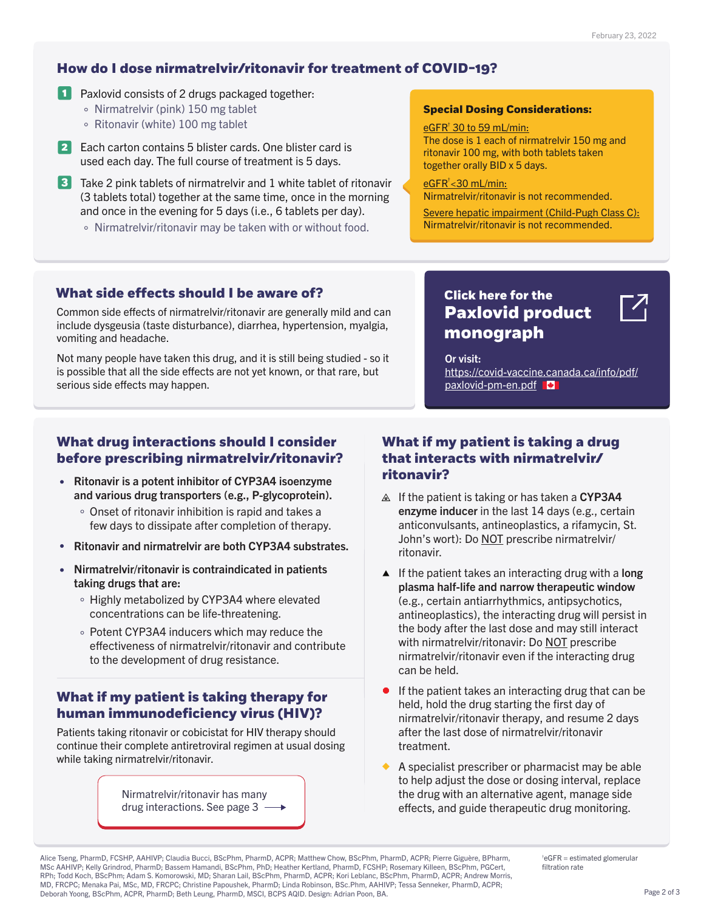February 23, 2022

## How do I dose nirmatrelvir/ritonavir for treatment of COVID-19?

1. Paxlovid consists of 2 drugs packaged together:
   - Nirmatrelvir (pink) 150 mg tablet
   - Ritonavir (white) 100 mg tablet
2. Each carton contains 5 blister cards. One blister card is used each day. The full course of treatment is 5 days.
3. Take 2 pink tablets of nirmatrelvir and 1 white tablet of ritonavir (3 tablets total) together at the same time, once in the morning and once in the evening for 5 days (i.e., 6 tablets per day).
   - Nirmatrelvir/ritonavir may be taken with or without food.

**Special Dosing Considerations:**

eGFR† 30 to 59 mL/min:
The dose is 1 each of nirmatrelvir 150 mg and ritonavir 100 mg, with both tablets taken together orally BID x 5 days.

eGFR† <30 mL/min:
Nirmatrelvir/ritonavir is not recommended.

Severe hepatic impairment (Child-Pugh Class C):
Nirmatrelvir/ritonavir is not recommended.

## What side effects should I be aware of?

Common side effects of nirmatrelvir/ritonavir are generally mild and can include dysgeusia (taste disturbance), diarrhea, hypertension, myalgia, vomiting and headache.

Not many people have taken this drug, and it is still being studied - so it is possible that all the side effects are not yet known, or that rare, but serious side effects may happen.

**Click here for the Paxlovid product monograph**

Or visit: https://covid-vaccine.canada.ca/info/pdf/paxlovid-pm-en.pdf

## What drug interactions should I consider before prescribing nirmatrelvir/ritonavir?

- **Ritonavir is a potent inhibitor of CYP3A4 isoenzyme and various drug transporters (e.g., P-glycoprotein).**
  - Onset of ritonavir inhibition is rapid and takes a few days to dissipate after completion of therapy.
- **Ritonavir and nirmatrelvir are both CYP3A4 substrates.**
- **Nirmatrelvir/ritonavir is contraindicated in patients taking drugs that are:**
  - Highly metabolized by CYP3A4 where elevated concentrations can be life-threatening.
  - Potent CYP3A4 inducers which may reduce the effectiveness of nirmatrelvir/ritonavir and contribute to the development of drug resistance.

## What if my patient is taking therapy for human immunodeficiency virus (HIV)?

Patients taking ritonavir or cobicistat for HIV therapy should continue their complete antiretroviral regimen at usual dosing while taking nirmatrelvir/ritonavir.

Nirmatrelvir/ritonavir has many drug interactions. See page 3 →

## What if my patient is taking a drug that interacts with nirmatrelvir/ritonavir?

- If the patient is taking or has taken a **CYP3A4 enzyme inducer** in the last 14 days (e.g., certain anticonvulsants, antineoplastics, a rifamycin, St. John's wort): Do NOT prescribe nirmatrelvir/ritonavir.
- If the patient takes an interacting drug with a **long plasma half-life and narrow therapeutic window** (e.g., certain antiarrhythmics, antipsychotics, antineoplastics), the interacting drug will persist in the body after the last dose and may still interact with nirmatrelvir/ritonavir: Do NOT prescribe nirmatrelvir/ritonavir even if the interacting drug can be held.
- If the patient takes an interacting drug that can be held, hold the drug starting the first day of nirmatrelvir/ritonavir therapy, and resume 2 days after the last dose of nirmatrelvir/ritonavir treatment.
- A specialist prescriber or pharmacist may be able to help adjust the dose or dosing interval, replace the drug with an alternative agent, manage side effects, and guide therapeutic drug monitoring.

Alice Tseng, PharmD, FCSHP, AAHIVP; Claudia Bucci, BScPhm, PharmD, ACPR; Matthew Chow, BScPhm, PharmD, ACPR; Pierre Giguère, BPharm, MSc AAHIVP; Kelly Grindrod, PharmD; Bassem Hamandi, BScPhm, PhD; Heather Kertland, PharmD, FCSHP; Rosemary Killeen, BScPhm, PGCert, RPh; Todd Koch, BScPhm; Adam S. Komorowski, MD; Sharan Lail, BScPhm, PharmD, ACPR; Kori Leblanc, BScPhm, PharmD, ACPR; Andrew Morris, MD, FRCPC; Menaka Pai, MSc, MD, FRCPC; Christine Papoushek, PharmD; Linda Robinson, BSc.Phm, AAHIVP; Tessa Senneker, PharmD, ACPR; Deborah Yoong, BScPhm, ACPR, PharmD; Beth Leung, PharmD, MSCI, BCPS AQID. Design: Adrian Poon, BA.

†eGFR = estimated glomerular filtration rate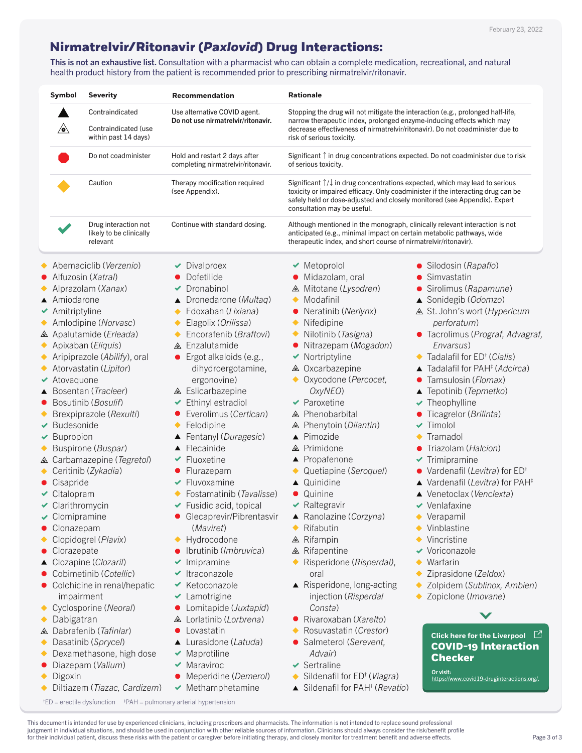February 23, 2022

# Nirmatrelvir/Ritonavir (*Paxlovid*) Drug Interactions:

**This is not an exhaustive list.** Consultation with a pharmacist who can obtain a complete medication, recreational, and natural health product history from the patient is recommended prior to prescribing nirmatrelvir/ritonavir.

| Symbol | Severity | Recommendation | Rationale |
|---|---|---|---|
| ▲ | Contraindicated | Use alternative COVID agent. **Do not use nirmatrelvir/ritonavir.** | Stopping the drug will not mitigate the interaction (e.g., prolonged half-life, narrow therapeutic index, prolonged enzyme-inducing effects which may decrease effectiveness of nirmatrelvir/ritonavir). Do not coadminister due to risk of serious toxicity. |
| ◬ | Contraindicated (use within past 14 days) | | |
| ● | Do not coadminister | Hold and restart 2 days after completing nirmatrelvir/ritonavir. | Significant ↑ in drug concentrations expected. Do not coadminister due to risk of serious toxicity. |
| ◆ | Caution | Therapy modification required (see Appendix). | Significant ↑/↓ in drug concentrations expected, which may lead to serious toxicity or impaired efficacy. Only coadminister if the interacting drug can be safely held or dose-adjusted and closely monitored (see Appendix). Expert consultation may be useful. |
| ✔ | Drug interaction not likely to be clinically relevant | Continue with standard dosing. | Although mentioned in the monograph, clinically relevant interaction is not anticipated (e.g., minimal impact on certain metabolic pathways, wide therapeutic index, and short course of nirmatrelvir/ritonavir). |

- ◆ Abemaciclib (*Verzenio*)
- ● Alfuzosin (*Xatral*)
- ◆ Alprazolam (*Xanax*)
- ▲ Amiodarone
- ✔ Amitriptyline
- ◆ Amlodipine (*Norvasc*)
- ◬ Apalutamide (*Erleada*)
- ◆ Apixaban (*Eliquis*)
- ◆ Aripiprazole (*Abilify*), oral
- ◆ Atorvastatin (*Lipitor*)
- ✔ Atovaquone
- ▲ Bosentan (*Tracleer*)
- ● Bosutinib (*Bosulif*)
- ◆ Brexpiprazole (*Rexulti*)
- ✔ Budesonide
- ✔ Bupropion
- ◆ Buspirone (*Buspar*)
- ◬ Carbamazepine (*Tegretol*)
- ◆ Ceritinib (*Zykadia*)
- ● Cisapride
- ✔ Citalopram
- ✔ Clarithromycin
- ✔ Clomipramine
- ● Clonazepam
- ◆ Clopidogrel (*Plavix*)
- ● Clorazepate
- ▲ Clozapine (*Clozaril*)
- ● Cobimetinib (*Cotellic*)
- ● Colchicine in renal/hepatic impairment
- ◆ Cyclosporine (*Neoral*)
- ◆ Dabigatran
- ◬ Dabrafenib (*Tafinlar*)
- ◆ Dasatinib (*Sprycel*)
- ◆ Dexamethasone, high dose
- ● Diazepam (*Valium*)
- ◆ Digoxin
- ◆ Diltiazem (*Tiazac, Cardizem*)
- ✔ Divalproex
- ● Dofetilide
- ✔ Dronabinol
- ▲ Dronedarone (*Multaq*)
- ◆ Edoxaban (*Lixiana*)
- ◆ Elagolix (*Orilissa*)
- ◆ Encorafenib (*Braftovi*)
- ◬ Enzalutamide
- ● Ergot alkaloids (e.g., dihydroergotamine, ergonovine)
- ◬ Eslicarbazepine
- ✔ Ethinyl estradiol
- ● Everolimus (*Certican*)
- ◆ Felodipine
- ▲ Fentanyl (*Duragesic*)
- ▲ Flecainide
- ✔ Fluoxetine
- ● Flurazepam
- ✔ Fluvoxamine
- ◆ Fostamatinib (*Tavalisse*)
- ✔ Fusidic acid, topical
- ● Glecaprevir/Pibrentasvir (*Maviret*)
- ◆ Hydrocodone
- ● Ibrutinib (*Imbruvica*)
- ✔ Imipramine
- ✔ Itraconazole
- ✔ Ketoconazole
- ✔ Lamotrigine
- ● Lomitapide (*Juxtapid*)
- ◬ Lorlatinib (*Lorbrena*)
- ● Lovastatin
- ▲ Lurasidone (*Latuda*)
- ✔ Maprotiline
- ✔ Maraviroc
- ● Meperidine (*Demerol*)
- ✔ Methamphetamine
- ✔ Metoprolol
- ● Midazolam, oral
- ◬ Mitotane (*Lysodren*)
- ◆ Modafinil
- ● Neratinib (*Nerlynx*)
- ◆ Nifedipine
- ◆ Nilotinib (*Tasigna*)
- ● Nitrazepam (*Mogadon*)
- ✔ Nortriptyline
- ◬ Oxcarbazepine
- ◆ Oxycodone (*Percocet, OxyNEO*)
- ✔ Paroxetine
- ◬ Phenobarbital
- ◬ Phenytoin (*Dilantin*)
- ▲ Pimozide
- ◬ Primidone
- ▲ Propafenone
- ◆ Quetiapine (*Seroquel*)
- ▲ Quinidine
- ● Quinine
- ✔ Raltegravir
- ▲ Ranolazine (*Corzyna*)
- ◆ Rifabutin
- ◬ Rifampin
- ◬ Rifapentine
- ◆ Risperidone (*Risperdal*), oral
- ▲ Risperidone, long-acting injection (*Risperdal Consta*)
- ● Rivaroxaban (*Xarelto*)
- ◆ Rosuvastatin (*Crestor*)
- ● Salmeterol (*Serevent, Advair*)
- ✔ Sertraline
- ◆ Sildenafil for ED† (*Viagra*)
- ▲ Sildenafil for PAH‡ (*Revatio*)
- ● Silodosin (*Rapaflo*)
- ● Simvastatin
- ● Sirolimus (*Rapamune*)
- ▲ Sonidegib (*Odomzo*)
- ◬ St. John's wort (*Hypericum perforatum*)
- ● Tacrolimus (*Prograf, Advagraf, Envarsus*)
- ◆ Tadalafil for ED† (*Cialis*)
- ▲ Tadalafil for PAH‡ (*Adcirca*)
- ● Tamsulosin (*Flomax*)
- ▲ Tepotinib (*Tepmetko*)
- ✔ Theophylline
- ● Ticagrelor (*Brilinta*)
- ✔ Timolol
- ◆ Tramadol
- ● Triazolam (*Halcion*)
- ✔ Trimipramine
- ● Vardenafil (*Levitra*) for ED†
- ▲ Vardenafil (*Levitra*) for PAH‡
- ▲ Venetoclax (*Venclexta*)
- ✔ Venlafaxine
- ◆ Verapamil
- ◆ Vinblastine
- ◆ Vincristine
- ✔ Voriconazole
- ◆ Warfarin
- ◆ Ziprasidone (*Zeldox*)
- ◆ Zolpidem (*Sublinox, Ambien*)
- ◆ Zopiclone (*Imovane*)

**Click here for the Liverpool COVID-19 Interaction Checker**

Or visit: https://www.covid19-druginteractions.org/.

†ED = erectile dysfunction ‡PAH = pulmonary arterial hypertension

This document is intended for use by experienced clinicians, including prescribers and pharmacists. The information is not intended to replace sound professional judgment in individual situations, and should be used in conjunction with other reliable sources of information. Clinicians should always consider the risk/benefit profile for their individual patient, discuss these risks with the patient or caregiver before initiating therapy, and closely monitor for treatment benefit and adverse effects.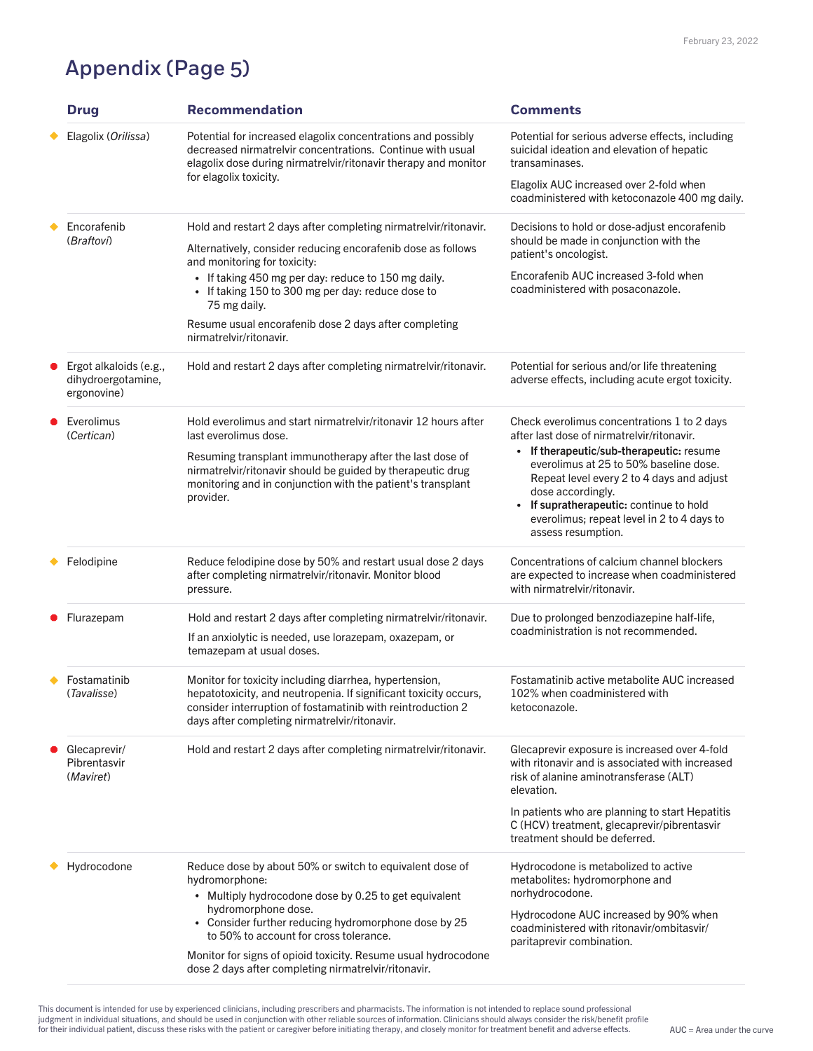# Appendix (Page 5)

| Drug | Recommendation | Comments |
|---|---|---|
| ◆ Elagolix (*Orilissa*) | Potential for increased elagolix concentrations and possibly decreased nirmatrelvir concentrations. Continue with usual elagolix dose during nirmatrelvir/ritonavir therapy and monitor for elagolix toxicity. | Potential for serious adverse effects, including suicidal ideation and elevation of hepatic transaminases.<br><br>Elagolix AUC increased over 2-fold when coadministered with ketoconazole 400 mg daily. |
| ◆ Encorafenib (*Braftovi*) | Hold and restart 2 days after completing nirmatrelvir/ritonavir.<br><br>Alternatively, consider reducing encorafenib dose as follows and monitoring for toxicity:<br>• If taking 450 mg per day: reduce to 150 mg daily.<br>• If taking 150 to 300 mg per day: reduce dose to 75 mg daily.<br><br>Resume usual encorafenib dose 2 days after completing nirmatrelvir/ritonavir. | Decisions to hold or dose-adjust encorafenib should be made in conjunction with the patient's oncologist.<br><br>Encorafenib AUC increased 3-fold when coadministered with posaconazole. |
| ● Ergot alkaloids (e.g., dihydroergotamine, ergonovine) | Hold and restart 2 days after completing nirmatrelvir/ritonavir. | Potential for serious and/or life threatening adverse effects, including acute ergot toxicity. |
| ● Everolimus (*Certican*) | Hold everolimus and start nirmatrelvir/ritonavir 12 hours after last everolimus dose.<br><br>Resuming transplant immunotherapy after the last dose of nirmatrelvir/ritonavir should be guided by therapeutic drug monitoring and in conjunction with the patient's transplant provider. | Check everolimus concentrations 1 to 2 days after last dose of nirmatrelvir/ritonavir.<br>• **If therapeutic/sub-therapeutic:** resume everolimus at 25 to 50% baseline dose. Repeat level every 2 to 4 days and adjust dose accordingly.<br>• **If supratherapeutic:** continue to hold everolimus; repeat level in 2 to 4 days to assess resumption. |
| ◆ Felodipine | Reduce felodipine dose by 50% and restart usual dose 2 days after completing nirmatrelvir/ritonavir. Monitor blood pressure. | Concentrations of calcium channel blockers are expected to increase when coadministered with nirmatrelvir/ritonavir. |
| ● Flurazepam | Hold and restart 2 days after completing nirmatrelvir/ritonavir.<br><br>If an anxiolytic is needed, use lorazepam, oxazepam, or temazepam at usual doses. | Due to prolonged benzodiazepine half-life, coadministration is not recommended. |
| ◆ Fostamatinib (*Tavalisse*) | Monitor for toxicity including diarrhea, hypertension, hepatotoxicity, and neutropenia. If significant toxicity occurs, consider interruption of fostamatinib with reintroduction 2 days after completing nirmatrelvir/ritonavir. | Fostamatinib active metabolite AUC increased 102% when coadministered with ketoconazole. |
| ● Glecaprevir/ Pibrentasvir (*Mavirет*) | Hold and restart 2 days after completing nirmatrelvir/ritonavir. | Glecaprevir exposure is increased over 4-fold with ritonavir and is associated with increased risk of alanine aminotransferase (ALT) elevation.<br><br>In patients who are planning to start Hepatitis C (HCV) treatment, glecaprevir/pibrentasvir treatment should be deferred. |
| ◆ Hydrocodone | Reduce dose by about 50% or switch to equivalent dose of hydromorphone:<br>• Multiply hydrocodone dose by 0.25 to get equivalent hydromorphone dose.<br>• Consider further reducing hydromorphone dose by 25 to 50% to account for cross tolerance.<br><br>Monitor for signs of opioid toxicity. Resume usual hydrocodone dose 2 days after completing nirmatrelvir/ritonavir. | Hydrocodone is metabolized to active metabolites: hydromorphone and norhydrocodone.<br><br>Hydrocodone AUC increased by 90% when coadministered with ritonavir/ombitasvir/ paritaprevir combination. |

This document is intended for use by experienced clinicians, including prescribers and pharmacists. The information is not intended to replace sound professional judgment in individual situations, and should be used in conjunction with other reliable sources of information. Clinicians should always consider the risk/benefit profile for their individual patient, discuss these risks with the patient or caregiver before initiating therapy, and closely monitor for treatment benefit and adverse effects.

AUC = Area under the curve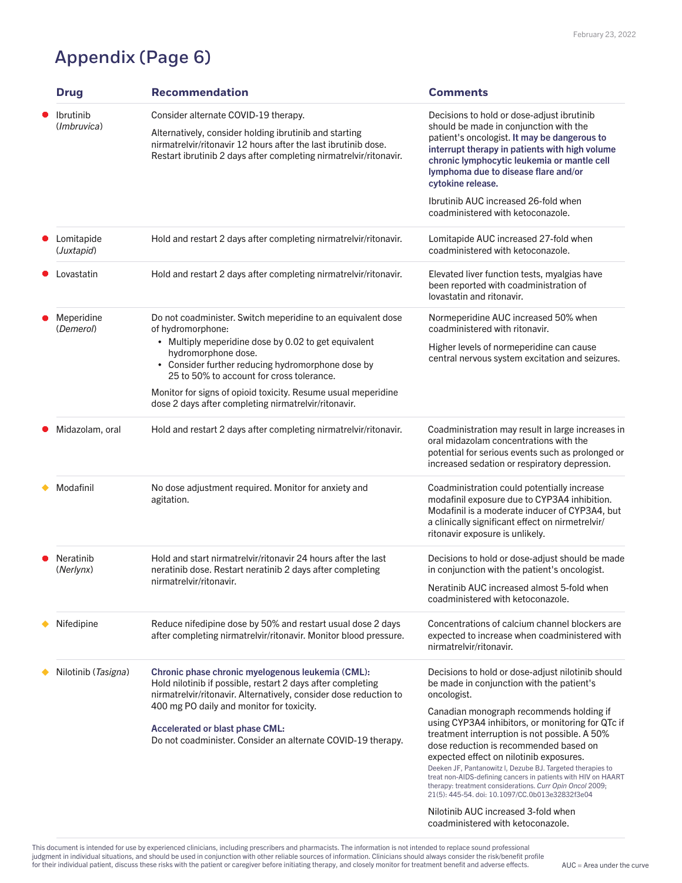# Appendix (Page 6)

| Drug | Recommendation | Comments |
|---|---|---|
| ● Ibrutinib (*Imbruvica*) | Consider alternate COVID-19 therapy.<br><br>Alternatively, consider holding ibrutinib and starting nirmatrelvir/ritonavir 12 hours after the last ibrutinib dose. Restart ibrutinib 2 days after completing nirmatrelvir/ritonavir. | Decisions to hold or dose-adjust ibrutinib should be made in conjunction with the patient's oncologist. **It may be dangerous to interrupt therapy in patients with high volume chronic lymphocytic leukemia or mantle cell lymphoma due to disease flare and/or cytokine release.**<br><br>Ibrutinib AUC increased 26-fold when coadministered with ketoconazole. |
| ● Lomitapide (*Juxtapid*) | Hold and restart 2 days after completing nirmatrelvir/ritonavir. | Lomitapide AUC increased 27-fold when coadministered with ketoconazole. |
| ● Lovastatin | Hold and restart 2 days after completing nirmatrelvir/ritonavir. | Elevated liver function tests, myalgias have been reported with coadministration of lovastatin and ritonavir. |
| ● Meperidine (*Demerol*) | Do not coadminister. Switch meperidine to an equivalent dose of hydromorphone:<br>• Multiply meperidine dose by 0.02 to get equivalent hydromorphone dose.<br>• Consider further reducing hydromorphone dose by 25 to 50% to account for cross tolerance.<br><br>Monitor for signs of opioid toxicity. Resume usual meperidine dose 2 days after completing nirmatrelvir/ritonavir. | Normeperidine AUC increased 50% when coadministered with ritonavir.<br><br>Higher levels of normeperidine can cause central nervous system excitation and seizures. |
| ● Midazolam, oral | Hold and restart 2 days after completing nirmatrelvir/ritonavir. | Coadministration may result in large increases in oral midazolam concentrations with the potential for serious events such as prolonged or increased sedation or respiratory depression. |
| ◆ Modafinil | No dose adjustment required. Monitor for anxiety and agitation. | Coadministration could potentially increase modafinil exposure due to CYP3A4 inhibition. Modafinil is a moderate inducer of CYP3A4, but a clinically significant effect on nirmetrelvir/ritonavir exposure is unlikely. |
| ● Neratinib (*Nerlynx*) | Hold and start nirmatrelvir/ritonavir 24 hours after the last neratinib dose. Restart neratinib 2 days after completing nirmatrelvir/ritonavir. | Decisions to hold or dose-adjust should be made in conjunction with the patient's oncologist.<br><br>Neratinib AUC increased almost 5-fold when coadministered with ketoconazole. |
| ◆ Nifedipine | Reduce nifedipine dose by 50% and restart usual dose 2 days after completing nirmatrelvir/ritonavir. Monitor blood pressure. | Concentrations of calcium channel blockers are expected to increase when coadministered with nirmatrelvir/ritonavir. |
| ◆ Nilotinib (*Tasigna*) | **Chronic phase chronic myelogenous leukemia (CML):** Hold nilotinib if possible, restart 2 days after completing nirmatrelvir/ritonavir. Alternatively, consider dose reduction to 400 mg PO daily and monitor for toxicity.<br><br>**Accelerated or blast phase CML:** Do not coadminister. Consider an alternate COVID-19 therapy. | Decisions to hold or dose-adjust nilotinib should be made in conjunction with the patient's oncologist.<br><br>Canadian monograph recommends holding if using CYP3A4 inhibitors, or monitoring for QTc if treatment interruption is not possible. A 50% dose reduction is recommended based on expected effect on nilotinib exposures. Deeken JF, Pantanowitz I, Dezube BJ. Targeted therapies to treat non-AIDS-defining cancers in patients with HIV on HAART therapy: treatment considerations. *Curr Opin Oncol* 2009; 21(5): 445-54. doi: 10.1097/CC.0b013e32832f3e04<br><br>Nilotinib AUC increased 3-fold when coadministered with ketoconazole. |

This document is intended for use by experienced clinicians, including prescribers and pharmacists. The information is not intended to replace sound professional judgment in individual situations, and should be used in conjunction with other reliable sources of information. Clinicians should always consider the risk/benefit profile for their individual patient, discuss these risks with the patient or caregiver before initiating therapy, and closely monitor for treatment benefit and adverse effects.

AUC = Area under the curve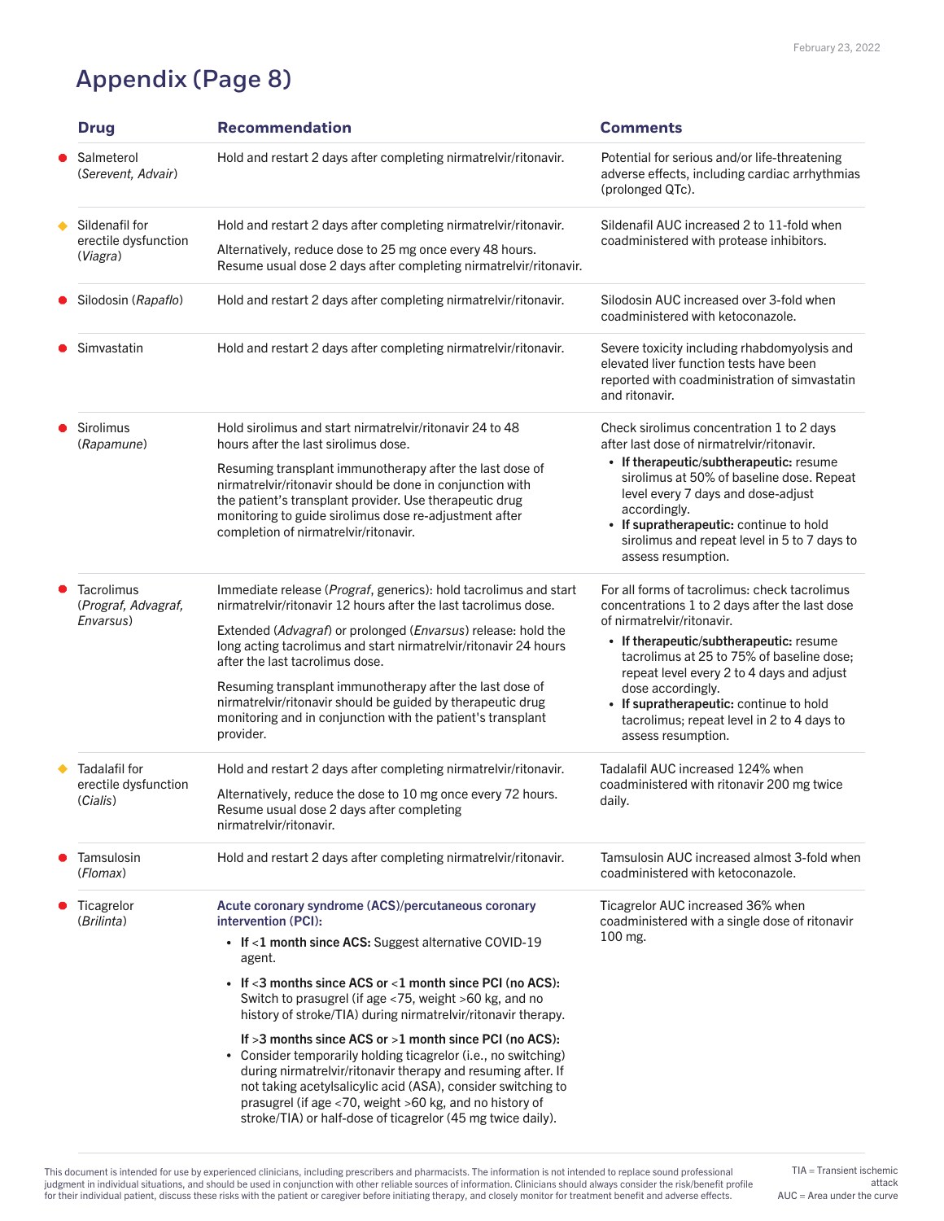# Appendix (Page 8)

| | Drug | Recommendation | Comments |
|---|---|---|---|
| ● | Salmeterol (*Serevent, Advair*) | Hold and restart 2 days after completing nirmatrelvir/ritonavir. | Potential for serious and/or life-threatening adverse effects, including cardiac arrhythmias (prolonged QTc). |
| ◆ | Sildenafil for erectile dysfunction (*Viagra*) | Hold and restart 2 days after completing nirmatrelvir/ritonavir.<br><br>Alternatively, reduce dose to 25 mg once every 48 hours. Resume usual dose 2 days after completing nirmatrelvir/ritonavir. | Sildenafil AUC increased 2 to 11-fold when coadministered with protease inhibitors. |
| ● | Silodosin (*Rapaflo*) | Hold and restart 2 days after completing nirmatrelvir/ritonavir. | Silodosin AUC increased over 3-fold when coadministered with ketoconazole. |
| ● | Simvastatin | Hold and restart 2 days after completing nirmatrelvir/ritonavir. | Severe toxicity including rhabdomyolysis and elevated liver function tests have been reported with coadministration of simvastatin and ritonavir. |
| ● | Sirolimus (*Rapamune*) | Hold sirolimus and start nirmatrelvir/ritonavir 24 to 48 hours after the last sirolimus dose.<br><br>Resuming transplant immunotherapy after the last dose of nirmatrelvir/ritonavir should be done in conjunction with the patient's transplant provider. Use therapeutic drug monitoring to guide sirolimus dose re-adjustment after completion of nirmatrelvir/ritonavir. | Check sirolimus concentration 1 to 2 days after last dose of nirmatrelvir/ritonavir.<br>• **If therapeutic/subtherapeutic:** resume sirolimus at 50% of baseline dose. Repeat level every 7 days and dose-adjust accordingly.<br>• **If supratherapeutic:** continue to hold sirolimus and repeat level in 5 to 7 days to assess resumption. |
| ● | Tacrolimus (*Prograf, Advagraf, Envarsus*) | Immediate release (*Prograf*, generics): hold tacrolimus and start nirmatrelvir/ritonavir 12 hours after the last tacrolimus dose.<br><br>Extended (*Advagraf*) or prolonged (*Envarsus*) release: hold the long acting tacrolimus and start nirmatrelvir/ritonavir 24 hours after the last tacrolimus dose.<br><br>Resuming transplant immunotherapy after the last dose of nirmatrelvir/ritonavir should be guided by therapeutic drug monitoring and in conjunction with the patient's transplant provider. | For all forms of tacrolimus: check tacrolimus concentrations 1 to 2 days after the last dose of nirmatrelvir/ritonavir.<br>• **If therapeutic/subtherapeutic:** resume tacrolimus at 25 to 75% of baseline dose; repeat level every 2 to 4 days and adjust dose accordingly.<br>• **If supratherapeutic:** continue to hold tacrolimus; repeat level in 2 to 4 days to assess resumption. |
| ◆ | Tadalafil for erectile dysfunction (*Cialis*) | Hold and restart 2 days after completing nirmatrelvir/ritonavir.<br><br>Alternatively, reduce the dose to 10 mg once every 72 hours. Resume usual dose 2 days after completing nirmatrelvir/ritonavir. | Tadalafil AUC increased 124% when coadministered with ritonavir 200 mg twice daily. |
| ● | Tamsulosin (*Flomax*) | Hold and restart 2 days after completing nirmatrelvir/ritonavir. | Tamsulosin AUC increased almost 3-fold when coadministered with ketoconazole. |
| ● | Ticagrelor (*Brilinta*) | **Acute coronary syndrome (ACS)/percutaneous coronary intervention (PCI):**<br>• **If <1 month since ACS:** Suggest alternative COVID-19 agent.<br>• **If <3 months since ACS or <1 month since PCI (no ACS):** Switch to prasugrel (if age <75, weight >60 kg, and no history of stroke/TIA) during nirmatrelvir/ritonavir therapy.<br><br>**If >3 months since ACS or >1 month since PCI (no ACS):**<br>• Consider temporarily holding ticagrelor (i.e., no switching) during nirmatrelvir/ritonavir therapy and resuming after. If not taking acetylsalicylic acid (ASA), consider switching to prasugrel (if age <70, weight >60 kg, and no history of stroke/TIA) or half-dose of ticagrelor (45 mg twice daily). | Ticagrelor AUC increased 36% when coadministered with a single dose of ritonavir 100 mg. |

This document is intended for use by experienced clinicians, including prescribers and pharmacists. The information is not intended to replace sound professional judgment in individual situations, and should be used in conjunction with other reliable sources of information. Clinicians should always consider the risk/benefit profile for their individual patient, discuss these risks with the patient or caregiver before initiating therapy, and closely monitor for treatment benefit and adverse effects.

TIA = Transient ischemic attack
AUC = Area under the curve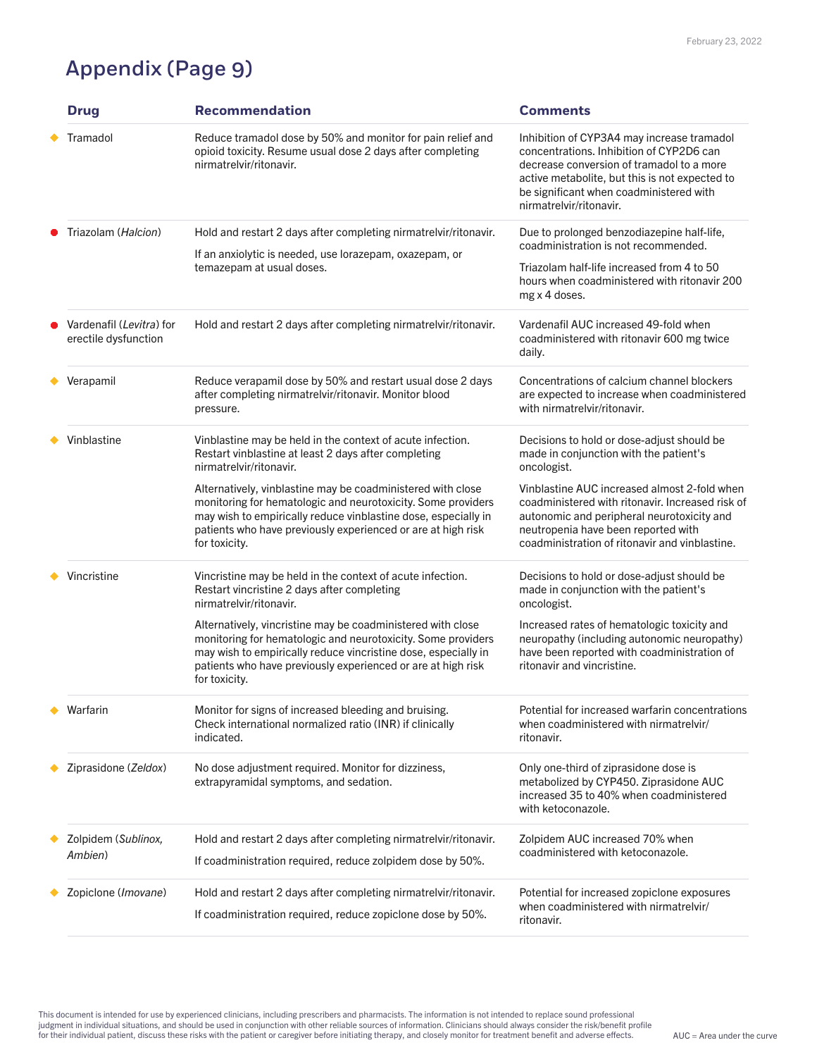## Appendix (Page 9)

| Drug | Recommendation | Comments |
|---|---|---|
| ◆ Tramadol | Reduce tramadol dose by 50% and monitor for pain relief and opioid toxicity. Resume usual dose 2 days after completing nirmatrelvir/ritonavir. | Inhibition of CYP3A4 may increase tramadol concentrations. Inhibition of CYP2D6 can decrease conversion of tramadol to a more active metabolite, but this is not expected to be significant when coadministered with nirmatrelvir/ritonavir. |
| ● Triazolam (*Halcion*) | Hold and restart 2 days after completing nirmatrelvir/ritonavir.<br><br>If an anxiolytic is needed, use lorazepam, oxazepam, or temazepam at usual doses. | Due to prolonged benzodiazepine half-life, coadministration is not recommended.<br><br>Triazolam half-life increased from 4 to 50 hours when coadministered with ritonavir 200 mg x 4 doses. |
| ● Vardenafil (*Levitra*) for erectile dysfunction | Hold and restart 2 days after completing nirmatrelvir/ritonavir. | Vardenafil AUC increased 49-fold when coadministered with ritonavir 600 mg twice daily. |
| ◆ Verapamil | Reduce verapamil dose by 50% and restart usual dose 2 days after completing nirmatrelvir/ritonavir. Monitor blood pressure. | Concentrations of calcium channel blockers are expected to increase when coadministered with nirmatrelvir/ritonavir. |
| ◆ Vinblastine | Vinblastine may be held in the context of acute infection. Restart vinblastine at least 2 days after completing nirmatrelvir/ritonavir.<br><br>Alternatively, vinblastine may be coadministered with close monitoring for hematologic and neurotoxicity. Some providers may wish to empirically reduce vinblastine dose, especially in patients who have previously experienced or are at high risk for toxicity. | Decisions to hold or dose-adjust should be made in conjunction with the patient's oncologist.<br><br>Vinblastine AUC increased almost 2-fold when coadministered with ritonavir. Increased risk of autonomic and peripheral neurotoxicity and neutropenia have been reported with coadministration of ritonavir and vinblastine. |
| ◆ Vincristine | Vincristine may be held in the context of acute infection. Restart vincristine 2 days after completing nirmatrelvir/ritonavir.<br><br>Alternatively, vincristine may be coadministered with close monitoring for hematologic and neurotoxicity. Some providers may wish to empirically reduce vincristine dose, especially in patients who have previously experienced or are at high risk for toxicity. | Decisions to hold or dose-adjust should be made in conjunction with the patient's oncologist.<br><br>Increased rates of hematologic toxicity and neuropathy (including autonomic neuropathy) have been reported with coadministration of ritonavir and vincristine. |
| ◆ Warfarin | Monitor for signs of increased bleeding and bruising. Check international normalized ratio (INR) if clinically indicated. | Potential for increased warfarin concentrations when coadministered with nirmatrelvir/ritonavir. |
| ◆ Ziprasidone (*Zeldox*) | No dose adjustment required. Monitor for dizziness, extrapyramidal symptoms, and sedation. | Only one-third of ziprasidone dose is metabolized by CYP450. Ziprasidone AUC increased 35 to 40% when coadministered with ketoconazole. |
| ◆ Zolpidem (*Sublinox, Ambien*) | Hold and restart 2 days after completing nirmatrelvir/ritonavir.<br><br>If coadministration required, reduce zolpidem dose by 50%. | Zolpidem AUC increased 70% when coadministered with ketoconazole. |
| ◆ Zopiclone (*Imovane*) | Hold and restart 2 days after completing nirmatrelvir/ritonavir.<br><br>If coadministration required, reduce zopiclone dose by 50%. | Potential for increased zopiclone exposures when coadministered with nirmatrelvir/ritonavir. |

This document is intended for use by experienced clinicians, including prescribers and pharmacists. The information is not intended to replace sound professional judgment in individual situations, and should be used in conjunction with other reliable sources of information. Clinicians should always consider the risk/benefit profile for their individual patient, discuss these risks with the patient or caregiver before initiating therapy, and closely monitor for treatment benefit and adverse effects.

AUC = Area under the curve